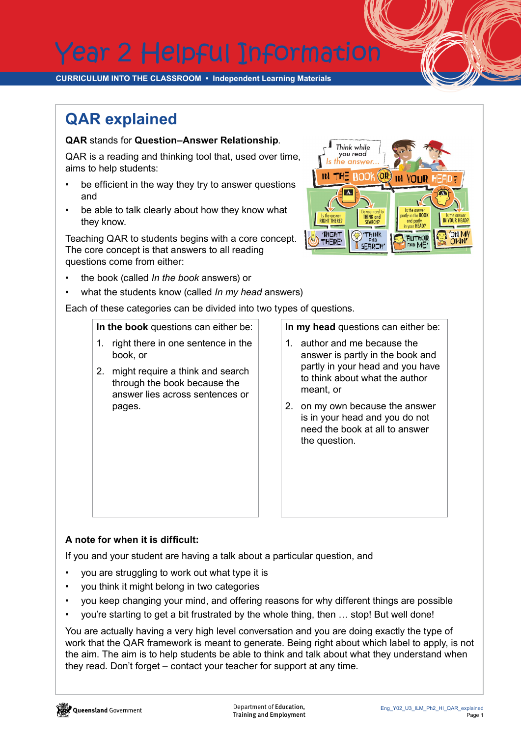# Year 2 Helpful Information

CURRICULUM INTO THE CLASSROOM • Independent Learning Materials

## QAR explained

**QAR** stands for **Question–Answer Relationship**.

QAR is a reading and thinking tool that, used over time, aims to help students:

- be efficient in the way they try to answer questions and
- be able to talk clearly about how they know what they know.

Teaching QAR to students begins with a core concept. The core concept is that answers to all reading questions come from either:

- the book (called *In the book* answers) or
- what the students know (called *In my head* answers)

Each of these categories can be divided into two types of questions.

| **In the book** questions can either be: | **In my head** questions can either be: |
|---|---|
| 1. right there in one sentence in the book, or<br>2. might require a think and search through the book because the answer lies across sentences or pages. | 1. author and me because the answer is partly in the book and partly in your head and you have to think about what the author meant, or<br>2. on my own because the answer is in your head and you do not need the book at all to answer the question. |

**A note for when it is difficult:**

If you and your student are having a talk about a particular question, and

- you are struggling to work out what type it is
- you think it might belong in two categories
- you keep changing your mind, and offering reasons for why different things are possible
- you're starting to get a bit frustrated by the whole thing, then … stop! But well done!

You are actually having a very high level conversation and you are doing exactly the type of work that the QAR framework is meant to generate. Being right about which label to apply, is not the aim. The aim is to help students be able to think and talk about what they understand when they read. Don't forget – contact your teacher for support at any time.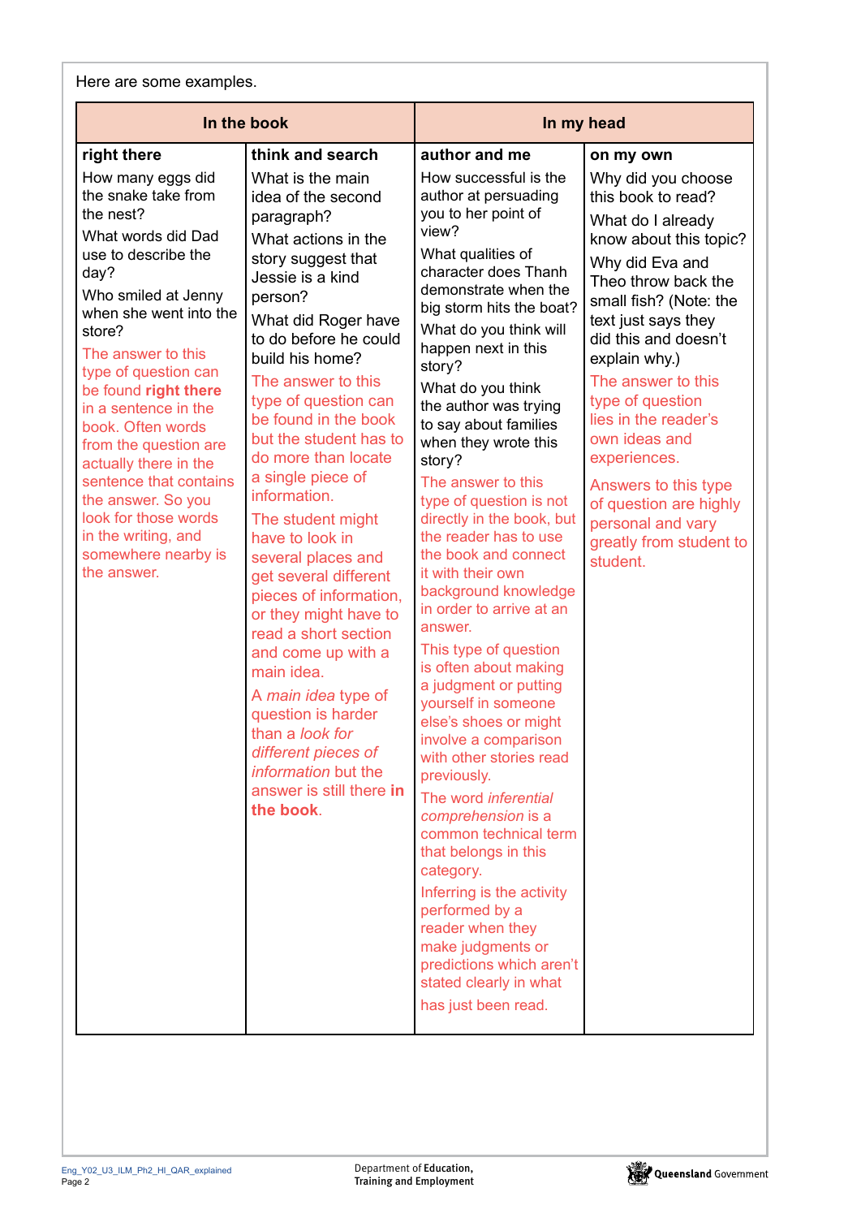Here are some examples.

| In the book | | In my head | |
|---|---|---|---|
| **right there** | **think and search** | **author and me** | **on my own** |
| How many eggs did the snake take from the nest?<br><br>What words did Dad use to describe the day?<br><br>Who smiled at Jenny when she went into the store?<br><br>The answer to this type of question can be found **right there** in a sentence in the book. Often words from the question are actually there in the sentence that contains the answer. So you look for those words in the writing, and somewhere nearby is the answer. | What is the main idea of the second paragraph?<br><br>What actions in the story suggest that Jessie is a kind person?<br><br>What did Roger have to do before he could build his home?<br><br>The answer to this type of question can be found in the book but the student has to do more than locate a single piece of information.<br><br>The student might have to look in several places and get several different pieces of information, or they might have to read a short section and come up with a main idea.<br><br>A *main idea* type of question is harder than a *look for different pieces of information* but the answer is still there **in the book**. | How successful is the author at persuading you to her point of view?<br><br>What qualities of character does Thanh demonstrate when the big storm hits the boat?<br><br>What do you think will happen next in this story?<br><br>What do you think the author was trying to say about families when they wrote this story?<br><br>The answer to this type of question is not directly in the book, but the reader has to use the book and connect it with their own background knowledge in order to arrive at an answer.<br><br>This type of question is often about making a judgment or putting yourself in someone else's shoes or might involve a comparison with other stories read previously.<br><br>The word *inferential comprehension* is a common technical term that belongs in this category.<br><br>Inferring is the activity performed by a reader when they make judgments or predictions which aren't stated clearly in what has just been read. | Why did you choose this book to read?<br><br>What do I already know about this topic?<br><br>Why did Eva and Theo throw back the small fish? (Note: the text just says they did this and doesn't explain why.)<br><br>The answer to this type of question lies in the reader's own ideas and experiences.<br><br>Answers to this type of question are highly personal and vary greatly from student to student. |